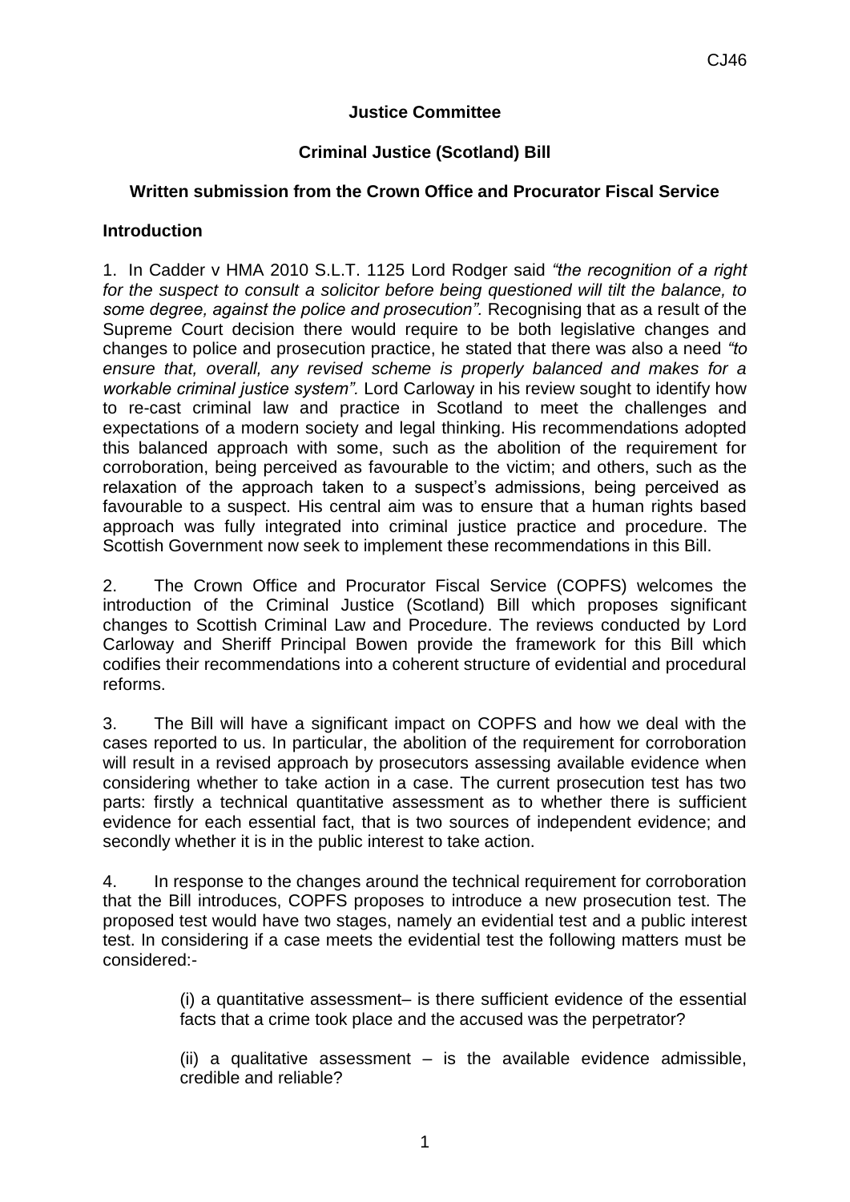**Justice Committee**

**Criminal Justice (Scotland) Bill**

**Written submission from the Crown Office and Procurator Fiscal Service**

**Introduction**

1. In Cadder v HMA 2010 S.L.T. 1125 Lord Rodger said *"the recognition of a right for the suspect to consult a solicitor before being questioned will tilt the balance, to some degree, against the police and prosecution".* Recognising that as a result of the Supreme Court decision there would require to be both legislative changes and changes to police and prosecution practice, he stated that there was also a need *"to ensure that, overall, any revised scheme is properly balanced and makes for a workable criminal justice system".* Lord Carloway in his review sought to identify how to re-cast criminal law and practice in Scotland to meet the challenges and expectations of a modern society and legal thinking. His recommendations adopted this balanced approach with some, such as the abolition of the requirement for corroboration, being perceived as favourable to the victim; and others, such as the relaxation of the approach taken to a suspect's admissions, being perceived as favourable to a suspect. His central aim was to ensure that a human rights based approach was fully integrated into criminal justice practice and procedure. The Scottish Government now seek to implement these recommendations in this Bill.

2. The Crown Office and Procurator Fiscal Service (COPFS) welcomes the introduction of the Criminal Justice (Scotland) Bill which proposes significant changes to Scottish Criminal Law and Procedure. The reviews conducted by Lord Carloway and Sheriff Principal Bowen provide the framework for this Bill which codifies their recommendations into a coherent structure of evidential and procedural reforms.

3. The Bill will have a significant impact on COPFS and how we deal with the cases reported to us. In particular, the abolition of the requirement for corroboration will result in a revised approach by prosecutors assessing available evidence when considering whether to take action in a case. The current prosecution test has two parts: firstly a technical quantitative assessment as to whether there is sufficient evidence for each essential fact, that is two sources of independent evidence; and secondly whether it is in the public interest to take action.

4. In response to the changes around the technical requirement for corroboration that the Bill introduces, COPFS proposes to introduce a new prosecution test. The proposed test would have two stages, namely an evidential test and a public interest test. In considering if a case meets the evidential test the following matters must be considered:-

> (i) a quantitative assessment– is there sufficient evidence of the essential facts that a crime took place and the accused was the perpetrator?
>
> (ii) a qualitative assessment – is the available evidence admissible, credible and reliable?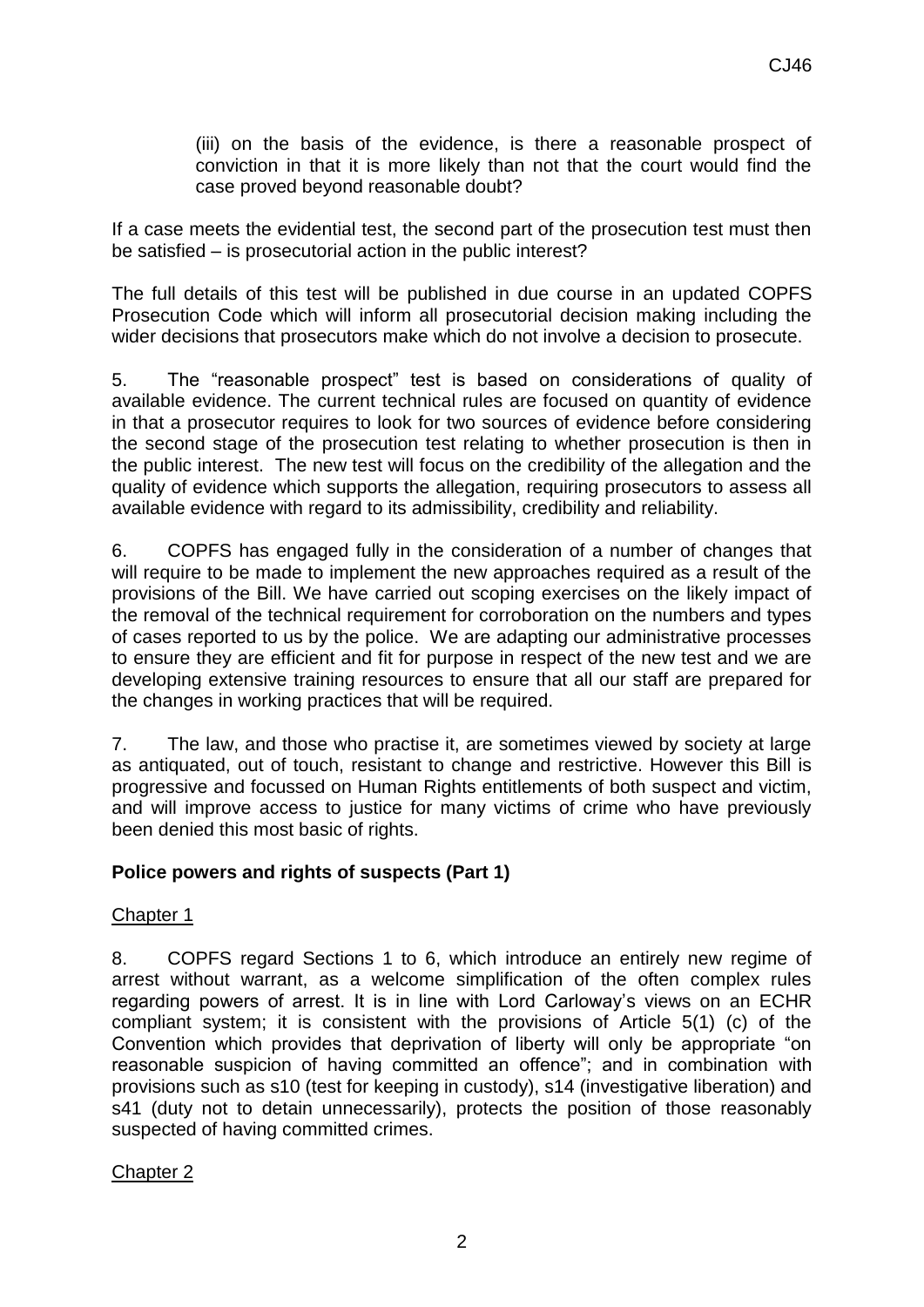(iii) on the basis of the evidence, is there a reasonable prospect of conviction in that it is more likely than not that the court would find the case proved beyond reasonable doubt?

If a case meets the evidential test, the second part of the prosecution test must then be satisfied – is prosecutorial action in the public interest?

The full details of this test will be published in due course in an updated COPFS Prosecution Code which will inform all prosecutorial decision making including the wider decisions that prosecutors make which do not involve a decision to prosecute.

5. The "reasonable prospect" test is based on considerations of quality of available evidence. The current technical rules are focused on quantity of evidence in that a prosecutor requires to look for two sources of evidence before considering the second stage of the prosecution test relating to whether prosecution is then in the public interest. The new test will focus on the credibility of the allegation and the quality of evidence which supports the allegation, requiring prosecutors to assess all available evidence with regard to its admissibility, credibility and reliability.

6. COPFS has engaged fully in the consideration of a number of changes that will require to be made to implement the new approaches required as a result of the provisions of the Bill. We have carried out scoping exercises on the likely impact of the removal of the technical requirement for corroboration on the numbers and types of cases reported to us by the police. We are adapting our administrative processes to ensure they are efficient and fit for purpose in respect of the new test and we are developing extensive training resources to ensure that all our staff are prepared for the changes in working practices that will be required.

7. The law, and those who practise it, are sometimes viewed by society at large as antiquated, out of touch, resistant to change and restrictive. However this Bill is progressive and focussed on Human Rights entitlements of both suspect and victim, and will improve access to justice for many victims of crime who have previously been denied this most basic of rights.

## Police powers and rights of suspects (Part 1)

### Chapter 1

8. COPFS regard Sections 1 to 6, which introduce an entirely new regime of arrest without warrant, as a welcome simplification of the often complex rules regarding powers of arrest. It is in line with Lord Carloway's views on an ECHR compliant system; it is consistent with the provisions of Article 5(1) (c) of the Convention which provides that deprivation of liberty will only be appropriate "on reasonable suspicion of having committed an offence"; and in combination with provisions such as s10 (test for keeping in custody), s14 (investigative liberation) and s41 (duty not to detain unnecessarily), protects the position of those reasonably suspected of having committed crimes.

### Chapter 2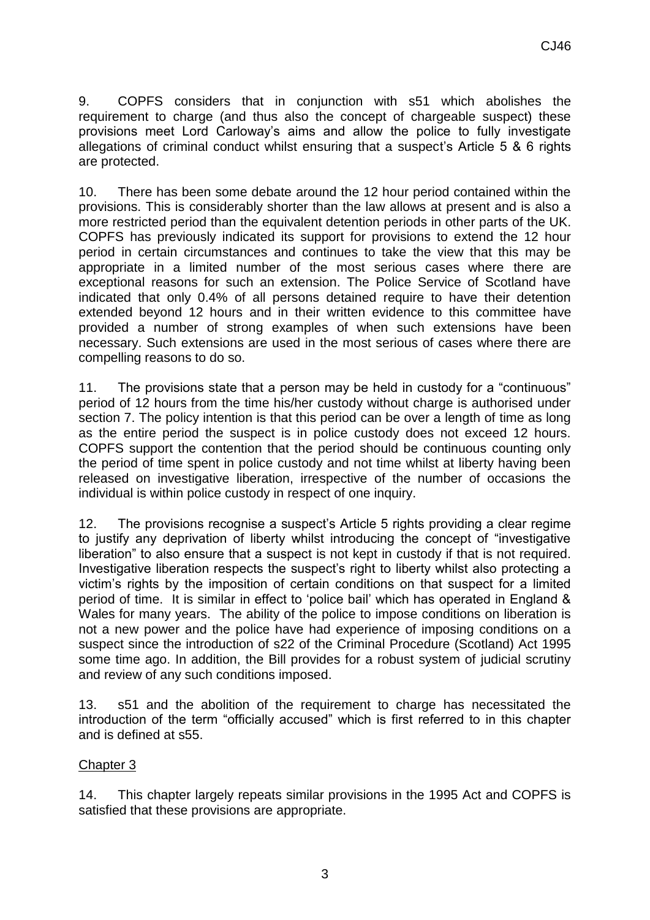9. COPFS considers that in conjunction with s51 which abolishes the requirement to charge (and thus also the concept of chargeable suspect) these provisions meet Lord Carloway's aims and allow the police to fully investigate allegations of criminal conduct whilst ensuring that a suspect's Article 5 & 6 rights are protected.

10. There has been some debate around the 12 hour period contained within the provisions. This is considerably shorter than the law allows at present and is also a more restricted period than the equivalent detention periods in other parts of the UK. COPFS has previously indicated its support for provisions to extend the 12 hour period in certain circumstances and continues to take the view that this may be appropriate in a limited number of the most serious cases where there are exceptional reasons for such an extension. The Police Service of Scotland have indicated that only 0.4% of all persons detained require to have their detention extended beyond 12 hours and in their written evidence to this committee have provided a number of strong examples of when such extensions have been necessary. Such extensions are used in the most serious of cases where there are compelling reasons to do so.

11. The provisions state that a person may be held in custody for a "continuous" period of 12 hours from the time his/her custody without charge is authorised under section 7. The policy intention is that this period can be over a length of time as long as the entire period the suspect is in police custody does not exceed 12 hours. COPFS support the contention that the period should be continuous counting only the period of time spent in police custody and not time whilst at liberty having been released on investigative liberation, irrespective of the number of occasions the individual is within police custody in respect of one inquiry.

12. The provisions recognise a suspect's Article 5 rights providing a clear regime to justify any deprivation of liberty whilst introducing the concept of "investigative liberation" to also ensure that a suspect is not kept in custody if that is not required. Investigative liberation respects the suspect's right to liberty whilst also protecting a victim's rights by the imposition of certain conditions on that suspect for a limited period of time. It is similar in effect to 'police bail' which has operated in England & Wales for many years. The ability of the police to impose conditions on liberation is not a new power and the police have had experience of imposing conditions on a suspect since the introduction of s22 of the Criminal Procedure (Scotland) Act 1995 some time ago. In addition, the Bill provides for a robust system of judicial scrutiny and review of any such conditions imposed.

13. s51 and the abolition of the requirement to charge has necessitated the introduction of the term "officially accused" which is first referred to in this chapter and is defined at s55.

## Chapter 3

14. This chapter largely repeats similar provisions in the 1995 Act and COPFS is satisfied that these provisions are appropriate.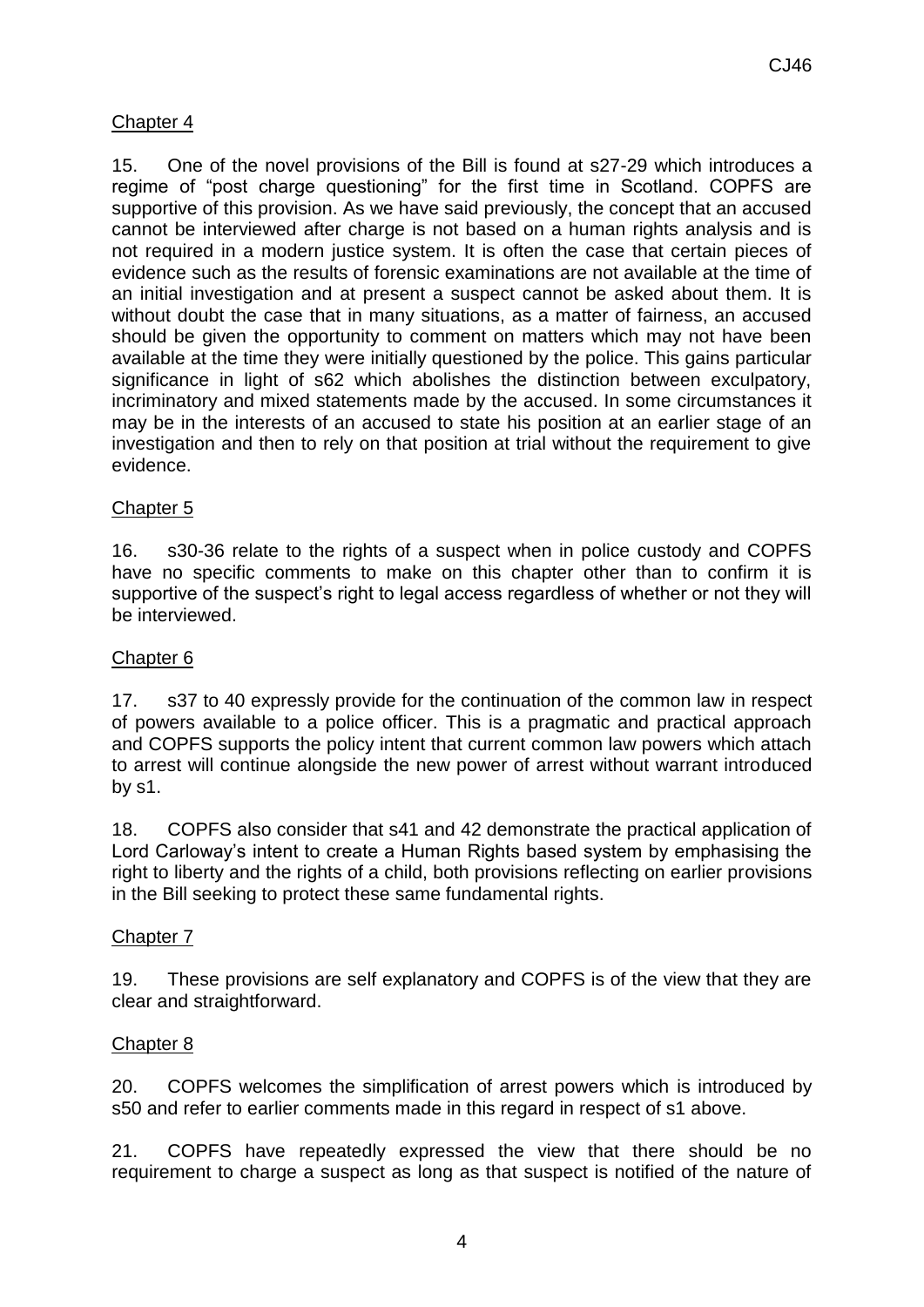## Chapter 4

15. One of the novel provisions of the Bill is found at s27-29 which introduces a regime of "post charge questioning" for the first time in Scotland. COPFS are supportive of this provision. As we have said previously, the concept that an accused cannot be interviewed after charge is not based on a human rights analysis and is not required in a modern justice system. It is often the case that certain pieces of evidence such as the results of forensic examinations are not available at the time of an initial investigation and at present a suspect cannot be asked about them. It is without doubt the case that in many situations, as a matter of fairness, an accused should be given the opportunity to comment on matters which may not have been available at the time they were initially questioned by the police. This gains particular significance in light of s62 which abolishes the distinction between exculpatory, incriminatory and mixed statements made by the accused. In some circumstances it may be in the interests of an accused to state his position at an earlier stage of an investigation and then to rely on that position at trial without the requirement to give evidence.

## Chapter 5

16. s30-36 relate to the rights of a suspect when in police custody and COPFS have no specific comments to make on this chapter other than to confirm it is supportive of the suspect's right to legal access regardless of whether or not they will be interviewed.

## Chapter 6

17. s37 to 40 expressly provide for the continuation of the common law in respect of powers available to a police officer. This is a pragmatic and practical approach and COPFS supports the policy intent that current common law powers which attach to arrest will continue alongside the new power of arrest without warrant introduced by s1.

18. COPFS also consider that s41 and 42 demonstrate the practical application of Lord Carloway's intent to create a Human Rights based system by emphasising the right to liberty and the rights of a child, both provisions reflecting on earlier provisions in the Bill seeking to protect these same fundamental rights.

## Chapter 7

19. These provisions are self explanatory and COPFS is of the view that they are clear and straightforward.

## Chapter 8

20. COPFS welcomes the simplification of arrest powers which is introduced by s50 and refer to earlier comments made in this regard in respect of s1 above.

21. COPFS have repeatedly expressed the view that there should be no requirement to charge a suspect as long as that suspect is notified of the nature of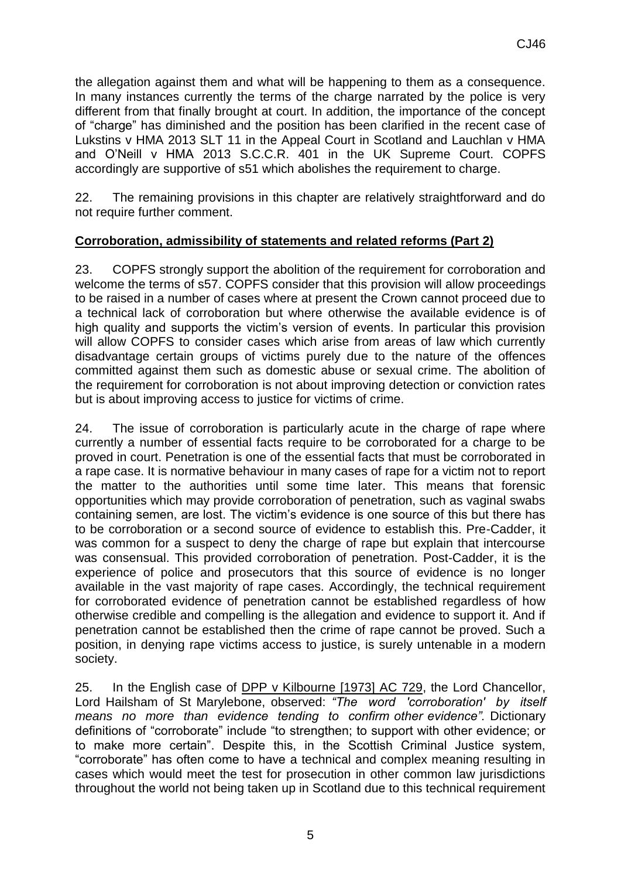the allegation against them and what will be happening to them as a consequence. In many instances currently the terms of the charge narrated by the police is very different from that finally brought at court. In addition, the importance of the concept of "charge" has diminished and the position has been clarified in the recent case of Lukstins v HMA 2013 SLT 11 in the Appeal Court in Scotland and Lauchlan v HMA and O'Neill v HMA 2013 S.C.C.R. 401 in the UK Supreme Court. COPFS accordingly are supportive of s51 which abolishes the requirement to charge.

22. The remaining provisions in this chapter are relatively straightforward and do not require further comment.

**Corroboration, admissibility of statements and related reforms (Part 2)**

23. COPFS strongly support the abolition of the requirement for corroboration and welcome the terms of s57. COPFS consider that this provision will allow proceedings to be raised in a number of cases where at present the Crown cannot proceed due to a technical lack of corroboration but where otherwise the available evidence is of high quality and supports the victim's version of events. In particular this provision will allow COPFS to consider cases which arise from areas of law which currently disadvantage certain groups of victims purely due to the nature of the offences committed against them such as domestic abuse or sexual crime. The abolition of the requirement for corroboration is not about improving detection or conviction rates but is about improving access to justice for victims of crime.

24. The issue of corroboration is particularly acute in the charge of rape where currently a number of essential facts require to be corroborated for a charge to be proved in court. Penetration is one of the essential facts that must be corroborated in a rape case. It is normative behaviour in many cases of rape for a victim not to report the matter to the authorities until some time later. This means that forensic opportunities which may provide corroboration of penetration, such as vaginal swabs containing semen, are lost. The victim's evidence is one source of this but there has to be corroboration or a second source of evidence to establish this. Pre-Cadder, it was common for a suspect to deny the charge of rape but explain that intercourse was consensual. This provided corroboration of penetration. Post-Cadder, it is the experience of police and prosecutors that this source of evidence is no longer available in the vast majority of rape cases. Accordingly, the technical requirement for corroborated evidence of penetration cannot be established regardless of how otherwise credible and compelling is the allegation and evidence to support it. And if penetration cannot be established then the crime of rape cannot be proved. Such a position, in denying rape victims access to justice, is surely untenable in a modern society.

25. In the English case of DPP v Kilbourne [1973] AC 729, the Lord Chancellor, Lord Hailsham of St Marylebone, observed: *"The word 'corroboration' by itself means no more than evidence tending to confirm other evidence"*. Dictionary definitions of "corroborate" include "to strengthen; to support with other evidence; or to make more certain". Despite this, in the Scottish Criminal Justice system, "corroborate" has often come to have a technical and complex meaning resulting in cases which would meet the test for prosecution in other common law jurisdictions throughout the world not being taken up in Scotland due to this technical requirement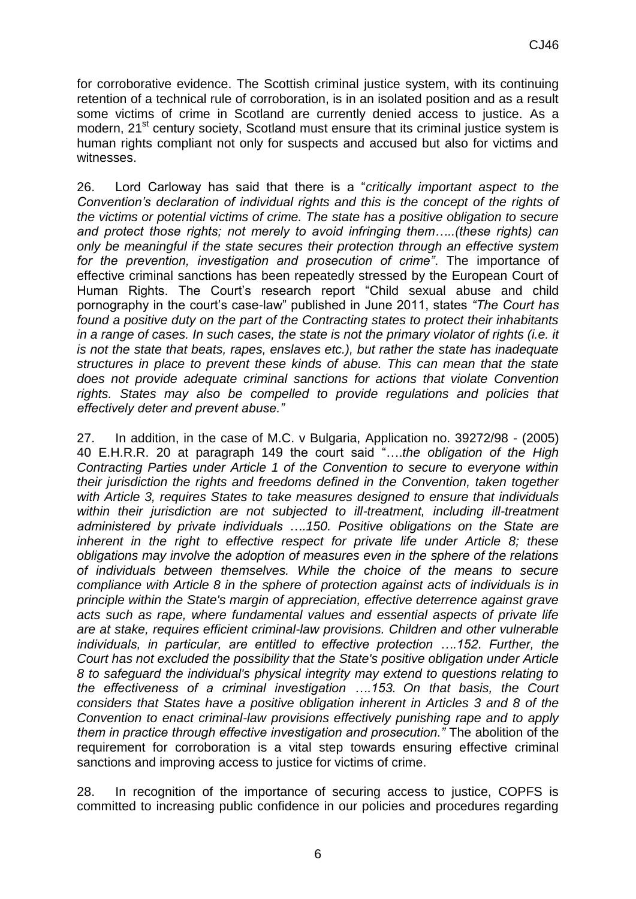for corroborative evidence. The Scottish criminal justice system, with its continuing retention of a technical rule of corroboration, is in an isolated position and as a result some victims of crime in Scotland are currently denied access to justice. As a modern, 21st century society, Scotland must ensure that its criminal justice system is human rights compliant not only for suspects and accused but also for victims and witnesses.

26. Lord Carloway has said that there is a "*critically important aspect to the Convention's declaration of individual rights and this is the concept of the rights of the victims or potential victims of crime. The state has a positive obligation to secure and protect those rights; not merely to avoid infringing them…..(these rights) can only be meaningful if the state secures their protection through an effective system for the prevention, investigation and prosecution of crime"*. The importance of effective criminal sanctions has been repeatedly stressed by the European Court of Human Rights. The Court's research report "Child sexual abuse and child pornography in the court's case-law" published in June 2011, states *"The Court has found a positive duty on the part of the Contracting states to protect their inhabitants in a range of cases. In such cases, the state is not the primary violator of rights (i.e. it is not the state that beats, rapes, enslaves etc.), but rather the state has inadequate structures in place to prevent these kinds of abuse. This can mean that the state does not provide adequate criminal sanctions for actions that violate Convention rights. States may also be compelled to provide regulations and policies that effectively deter and prevent abuse."*

27. In addition, in the case of M.C. v Bulgaria, Application no. 39272/98 - (2005) 40 E.H.R.R. 20 at paragraph 149 the court said "….*the obligation of the High Contracting Parties under Article 1 of the Convention to secure to everyone within their jurisdiction the rights and freedoms defined in the Convention, taken together with Article 3, requires States to take measures designed to ensure that individuals within their jurisdiction are not subjected to ill-treatment, including ill-treatment administered by private individuals ….150. Positive obligations on the State are inherent in the right to effective respect for private life under Article 8; these obligations may involve the adoption of measures even in the sphere of the relations of individuals between themselves. While the choice of the means to secure compliance with Article 8 in the sphere of protection against acts of individuals is in principle within the State's margin of appreciation, effective deterrence against grave acts such as rape, where fundamental values and essential aspects of private life are at stake, requires efficient criminal-law provisions. Children and other vulnerable individuals, in particular, are entitled to effective protection ….152. Further, the Court has not excluded the possibility that the State's positive obligation under Article 8 to safeguard the individual's physical integrity may extend to questions relating to the effectiveness of a criminal investigation ….153. On that basis, the Court considers that States have a positive obligation inherent in Articles 3 and 8 of the Convention to enact criminal-law provisions effectively punishing rape and to apply them in practice through effective investigation and prosecution."* The abolition of the requirement for corroboration is a vital step towards ensuring effective criminal sanctions and improving access to justice for victims of crime.

28. In recognition of the importance of securing access to justice, COPFS is committed to increasing public confidence in our policies and procedures regarding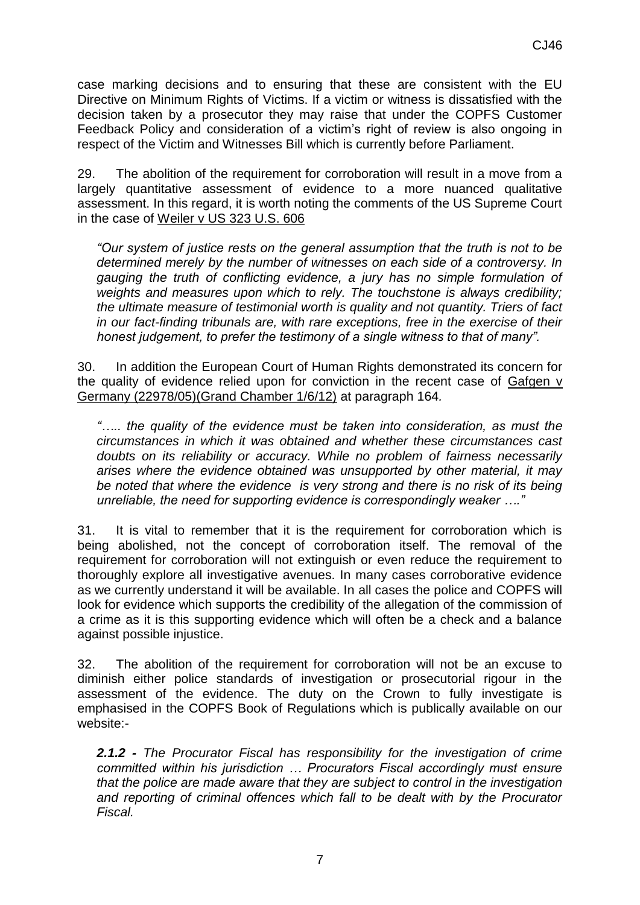case marking decisions and to ensuring that these are consistent with the EU Directive on Minimum Rights of Victims. If a victim or witness is dissatisfied with the decision taken by a prosecutor they may raise that under the COPFS Customer Feedback Policy and consideration of a victim's right of review is also ongoing in respect of the Victim and Witnesses Bill which is currently before Parliament.

29. The abolition of the requirement for corroboration will result in a move from a largely quantitative assessment of evidence to a more nuanced qualitative assessment. In this regard, it is worth noting the comments of the US Supreme Court in the case of Weiler v US 323 U.S. 606

> *"Our system of justice rests on the general assumption that the truth is not to be determined merely by the number of witnesses on each side of a controversy. In gauging the truth of conflicting evidence, a jury has no simple formulation of weights and measures upon which to rely. The touchstone is always credibility; the ultimate measure of testimonial worth is quality and not quantity. Triers of fact in our fact-finding tribunals are, with rare exceptions, free in the exercise of their honest judgement, to prefer the testimony of a single witness to that of many".*

30. In addition the European Court of Human Rights demonstrated its concern for the quality of evidence relied upon for conviction in the recent case of Gafgen v Germany (22978/05)(Grand Chamber 1/6/12) at paragraph 164*.*

> *"….. the quality of the evidence must be taken into consideration, as must the circumstances in which it was obtained and whether these circumstances cast doubts on its reliability or accuracy. While no problem of fairness necessarily arises where the evidence obtained was unsupported by other material, it may be noted that where the evidence is very strong and there is no risk of its being unreliable, the need for supporting evidence is correspondingly weaker …."*

31. It is vital to remember that it is the requirement for corroboration which is being abolished, not the concept of corroboration itself. The removal of the requirement for corroboration will not extinguish or even reduce the requirement to thoroughly explore all investigative avenues. In many cases corroborative evidence as we currently understand it will be available. In all cases the police and COPFS will look for evidence which supports the credibility of the allegation of the commission of a crime as it is this supporting evidence which will often be a check and a balance against possible injustice.

32. The abolition of the requirement for corroboration will not be an excuse to diminish either police standards of investigation or prosecutorial rigour in the assessment of the evidence. The duty on the Crown to fully investigate is emphasised in the COPFS Book of Regulations which is publically available on our website:-

> ***2.1.2 -** The Procurator Fiscal has responsibility for the investigation of crime committed within his jurisdiction … Procurators Fiscal accordingly must ensure that the police are made aware that they are subject to control in the investigation and reporting of criminal offences which fall to be dealt with by the Procurator Fiscal.*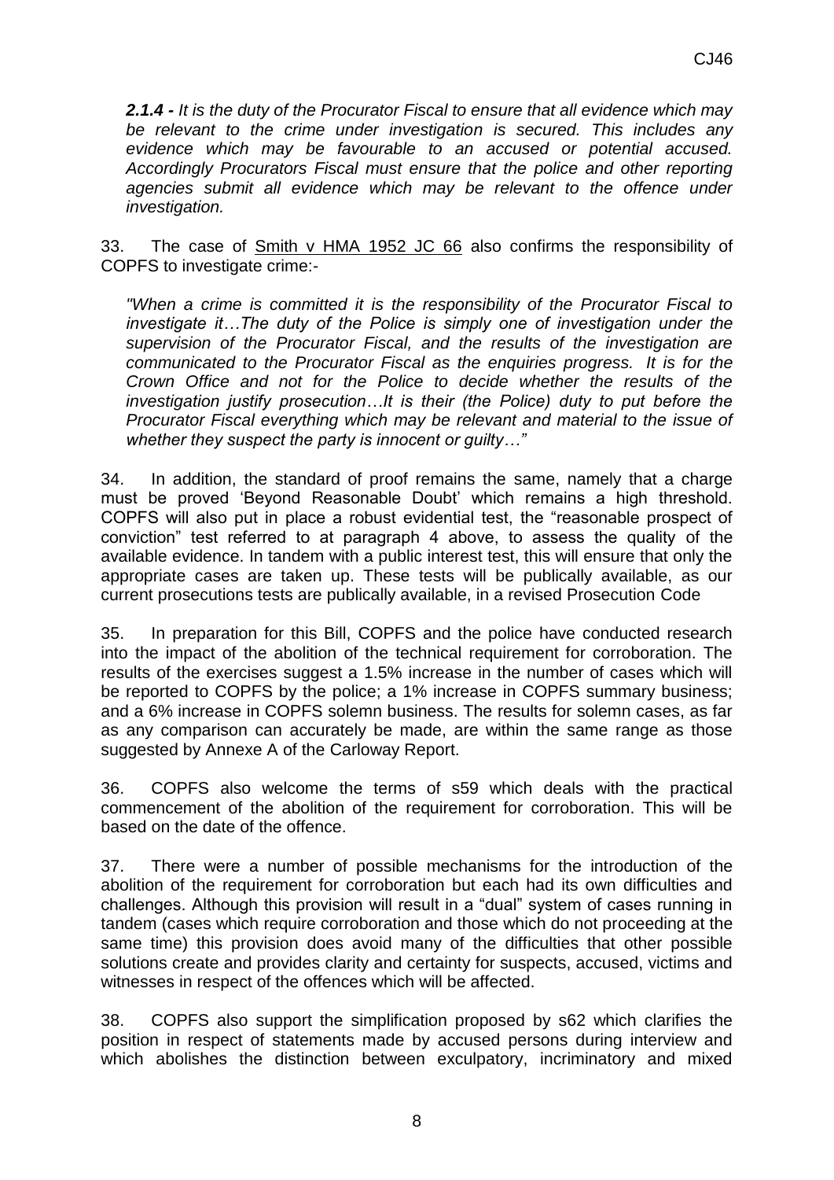***2.1.4 -** It is the duty of the Procurator Fiscal to ensure that all evidence which may be relevant to the crime under investigation is secured. This includes any evidence which may be favourable to an accused or potential accused. Accordingly Procurators Fiscal must ensure that the police and other reporting agencies submit all evidence which may be relevant to the offence under investigation.*

33. The case of Smith v HMA 1952 JC 66 also confirms the responsibility of COPFS to investigate crime:-

*"When a crime is committed it is the responsibility of the Procurator Fiscal to investigate it…The duty of the Police is simply one of investigation under the supervision of the Procurator Fiscal, and the results of the investigation are communicated to the Procurator Fiscal as the enquiries progress. It is for the Crown Office and not for the Police to decide whether the results of the investigation justify prosecution…It is their (the Police) duty to put before the Procurator Fiscal everything which may be relevant and material to the issue of whether they suspect the party is innocent or guilty…"*

34. In addition, the standard of proof remains the same, namely that a charge must be proved 'Beyond Reasonable Doubt' which remains a high threshold. COPFS will also put in place a robust evidential test, the "reasonable prospect of conviction" test referred to at paragraph 4 above, to assess the quality of the available evidence. In tandem with a public interest test, this will ensure that only the appropriate cases are taken up. These tests will be publically available, as our current prosecutions tests are publically available, in a revised Prosecution Code

35. In preparation for this Bill, COPFS and the police have conducted research into the impact of the abolition of the technical requirement for corroboration. The results of the exercises suggest a 1.5% increase in the number of cases which will be reported to COPFS by the police; a 1% increase in COPFS summary business; and a 6% increase in COPFS solemn business. The results for solemn cases, as far as any comparison can accurately be made, are within the same range as those suggested by Annexe A of the Carloway Report.

36. COPFS also welcome the terms of s59 which deals with the practical commencement of the abolition of the requirement for corroboration. This will be based on the date of the offence.

37. There were a number of possible mechanisms for the introduction of the abolition of the requirement for corroboration but each had its own difficulties and challenges. Although this provision will result in a "dual" system of cases running in tandem (cases which require corroboration and those which do not proceeding at the same time) this provision does avoid many of the difficulties that other possible solutions create and provides clarity and certainty for suspects, accused, victims and witnesses in respect of the offences which will be affected.

38. COPFS also support the simplification proposed by s62 which clarifies the position in respect of statements made by accused persons during interview and which abolishes the distinction between exculpatory, incriminatory and mixed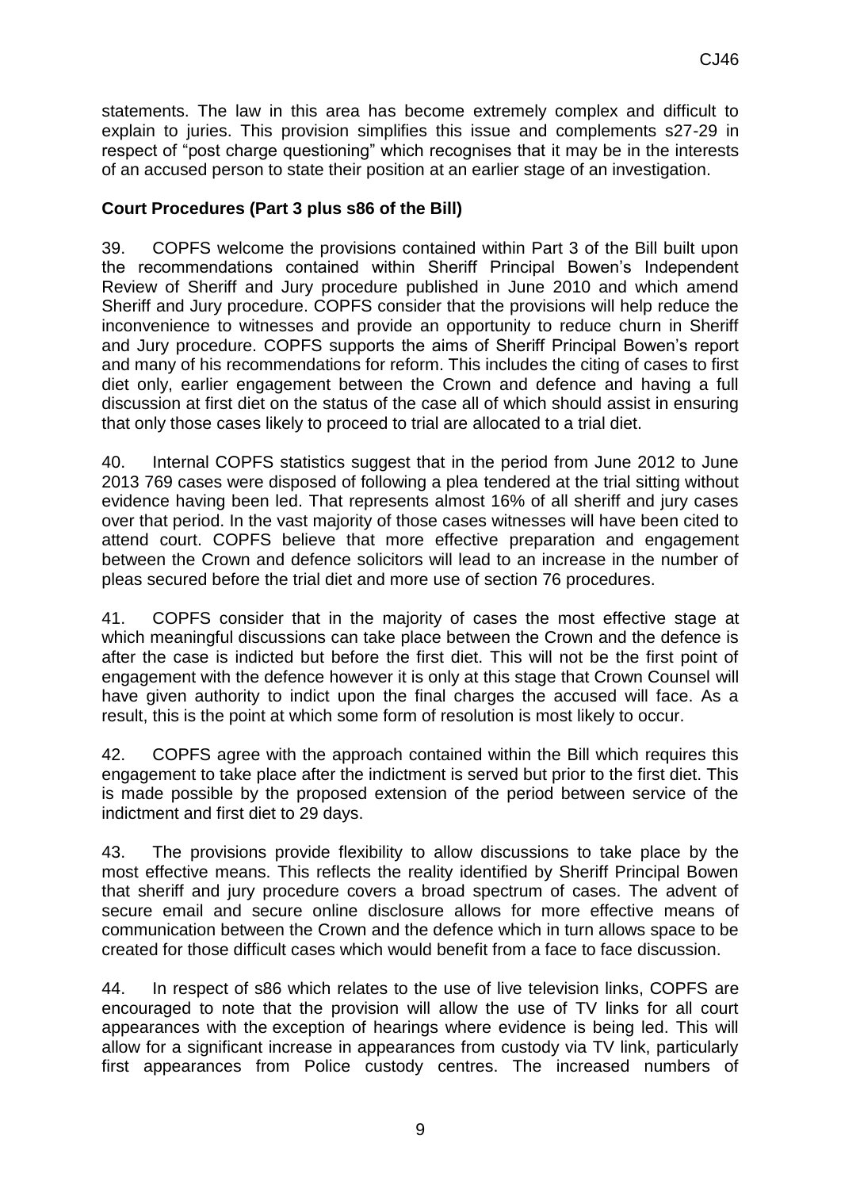statements. The law in this area has become extremely complex and difficult to explain to juries. This provision simplifies this issue and complements s27-29 in respect of "post charge questioning" which recognises that it may be in the interests of an accused person to state their position at an earlier stage of an investigation.

**Court Procedures (Part 3 plus s86 of the Bill)**

39. COPFS welcome the provisions contained within Part 3 of the Bill built upon the recommendations contained within Sheriff Principal Bowen's Independent Review of Sheriff and Jury procedure published in June 2010 and which amend Sheriff and Jury procedure. COPFS consider that the provisions will help reduce the inconvenience to witnesses and provide an opportunity to reduce churn in Sheriff and Jury procedure. COPFS supports the aims of Sheriff Principal Bowen's report and many of his recommendations for reform. This includes the citing of cases to first diet only, earlier engagement between the Crown and defence and having a full discussion at first diet on the status of the case all of which should assist in ensuring that only those cases likely to proceed to trial are allocated to a trial diet.

40. Internal COPFS statistics suggest that in the period from June 2012 to June 2013 769 cases were disposed of following a plea tendered at the trial sitting without evidence having been led. That represents almost 16% of all sheriff and jury cases over that period. In the vast majority of those cases witnesses will have been cited to attend court. COPFS believe that more effective preparation and engagement between the Crown and defence solicitors will lead to an increase in the number of pleas secured before the trial diet and more use of section 76 procedures.

41. COPFS consider that in the majority of cases the most effective stage at which meaningful discussions can take place between the Crown and the defence is after the case is indicted but before the first diet. This will not be the first point of engagement with the defence however it is only at this stage that Crown Counsel will have given authority to indict upon the final charges the accused will face. As a result, this is the point at which some form of resolution is most likely to occur.

42. COPFS agree with the approach contained within the Bill which requires this engagement to take place after the indictment is served but prior to the first diet. This is made possible by the proposed extension of the period between service of the indictment and first diet to 29 days.

43. The provisions provide flexibility to allow discussions to take place by the most effective means. This reflects the reality identified by Sheriff Principal Bowen that sheriff and jury procedure covers a broad spectrum of cases. The advent of secure email and secure online disclosure allows for more effective means of communication between the Crown and the defence which in turn allows space to be created for those difficult cases which would benefit from a face to face discussion.

44. In respect of s86 which relates to the use of live television links, COPFS are encouraged to note that the provision will allow the use of TV links for all court appearances with the exception of hearings where evidence is being led. This will allow for a significant increase in appearances from custody via TV link, particularly first appearances from Police custody centres. The increased numbers of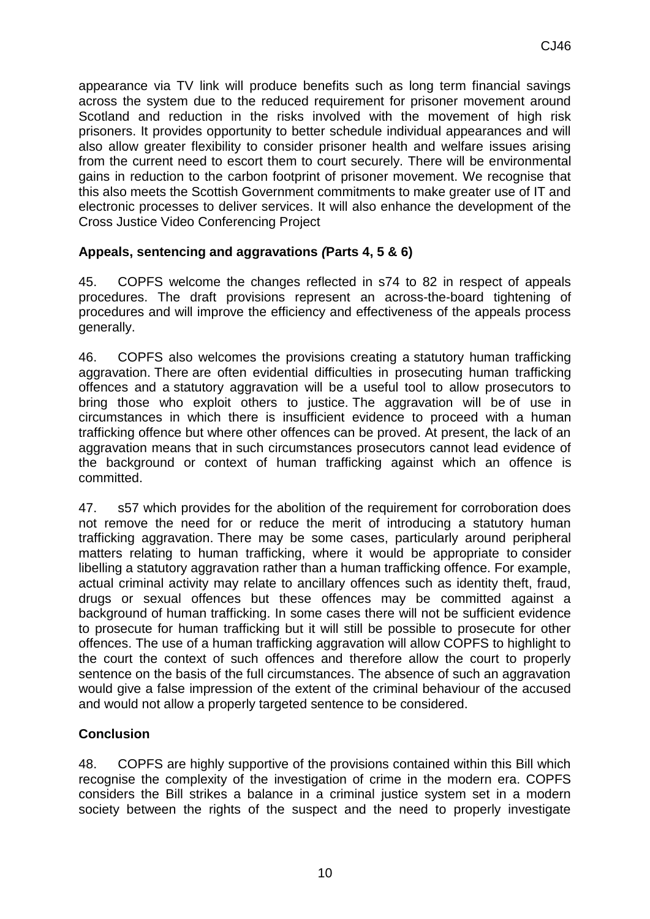appearance via TV link will produce benefits such as long term financial savings across the system due to the reduced requirement for prisoner movement around Scotland and reduction in the risks involved with the movement of high risk prisoners. It provides opportunity to better schedule individual appearances and will also allow greater flexibility to consider prisoner health and welfare issues arising from the current need to escort them to court securely. There will be environmental gains in reduction to the carbon footprint of prisoner movement. We recognise that this also meets the Scottish Government commitments to make greater use of IT and electronic processes to deliver services. It will also enhance the development of the Cross Justice Video Conferencing Project

**Appeals, sentencing and aggravations *(*Parts 4, 5 & 6)**

45. COPFS welcome the changes reflected in s74 to 82 in respect of appeals procedures. The draft provisions represent an across-the-board tightening of procedures and will improve the efficiency and effectiveness of the appeals process generally.

46. COPFS also welcomes the provisions creating a statutory human trafficking aggravation. There are often evidential difficulties in prosecuting human trafficking offences and a statutory aggravation will be a useful tool to allow prosecutors to bring those who exploit others to justice. The aggravation will be of use in circumstances in which there is insufficient evidence to proceed with a human trafficking offence but where other offences can be proved. At present, the lack of an aggravation means that in such circumstances prosecutors cannot lead evidence of the background or context of human trafficking against which an offence is committed.

47. s57 which provides for the abolition of the requirement for corroboration does not remove the need for or reduce the merit of introducing a statutory human trafficking aggravation. There may be some cases, particularly around peripheral matters relating to human trafficking, where it would be appropriate to consider libelling a statutory aggravation rather than a human trafficking offence. For example, actual criminal activity may relate to ancillary offences such as identity theft, fraud, drugs or sexual offences but these offences may be committed against a background of human trafficking. In some cases there will not be sufficient evidence to prosecute for human trafficking but it will still be possible to prosecute for other offences. The use of a human trafficking aggravation will allow COPFS to highlight to the court the context of such offences and therefore allow the court to properly sentence on the basis of the full circumstances. The absence of such an aggravation would give a false impression of the extent of the criminal behaviour of the accused and would not allow a properly targeted sentence to be considered.

**Conclusion**

48. COPFS are highly supportive of the provisions contained within this Bill which recognise the complexity of the investigation of crime in the modern era. COPFS considers the Bill strikes a balance in a criminal justice system set in a modern society between the rights of the suspect and the need to properly investigate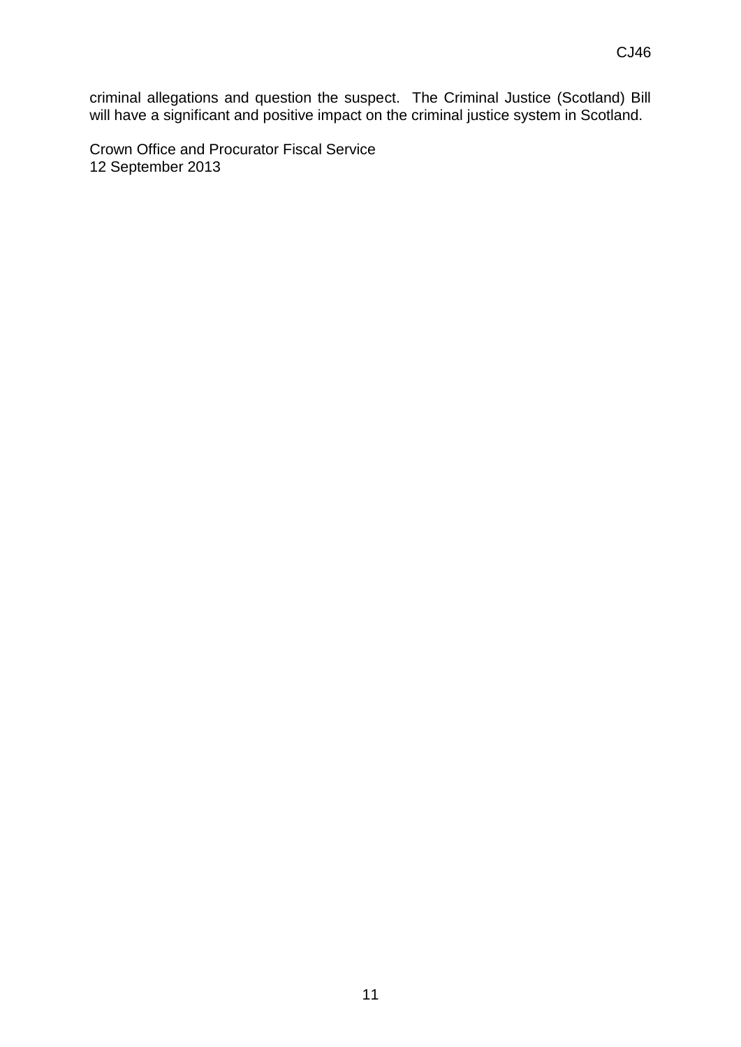criminal allegations and question the suspect. The Criminal Justice (Scotland) Bill will have a significant and positive impact on the criminal justice system in Scotland.

Crown Office and Procurator Fiscal Service
12 September 2013